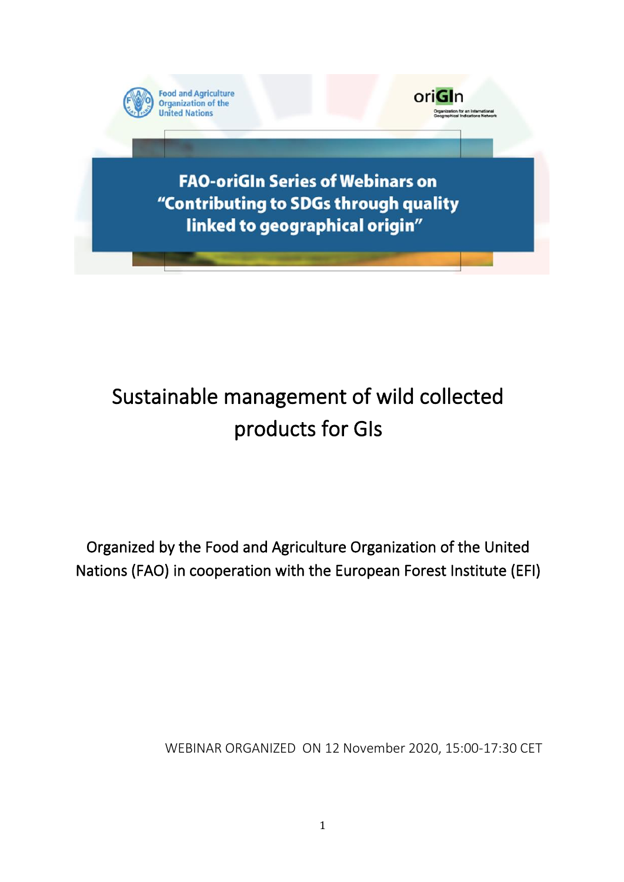Food and Agriculture Organization of the United Nations

oriGIn

Organization for an International Geographical Indications Network

**FAO-oriGIn Series of Webinars on "Contributing to SDGs through quality linked to geographical origin"**

# Sustainable management of wild collected products for GIs

Organized by the Food and Agriculture Organization of the United Nations (FAO) in cooperation with the European Forest Institute (EFI)

WEBINAR ORGANIZED ON 12 November 2020, 15:00-17:30 CET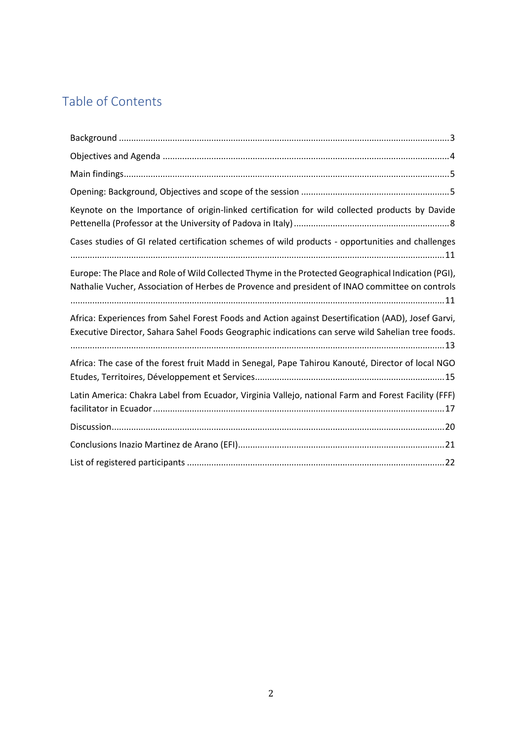## Table of Contents

Background ... 3

Objectives and Agenda ... 4

Main findings ... 5

Opening: Background, Objectives and scope of the session ... 5

Keynote on the Importance of origin-linked certification for wild collected products by Davide Pettenella (Professor at the University of Padova in Italy) ... 8

Cases studies of GI related certification schemes of wild products - opportunities and challenges ... 11

Europe: The Place and Role of Wild Collected Thyme in the Protected Geographical Indication (PGI), Nathalie Vucher, Association of Herbes de Provence and president of INAO committee on controls ... 11

Africa: Experiences from Sahel Forest Foods and Action against Desertification (AAD), Josef Garvi, Executive Director, Sahara Sahel Foods Geographic indications can serve wild Sahelian tree foods. ... 13

Africa: The case of the forest fruit Madd in Senegal, Pape Tahirou Kanouté, Director of local NGO Etudes, Territoires, Développement et Services ... 15

Latin America: Chakra Label from Ecuador, Virginia Vallejo, national Farm and Forest Facility (FFF) facilitator in Ecuador ... 17

Discussion ... 20

Conclusions Inazio Martinez de Arano (EFI) ... 21

List of registered participants ... 22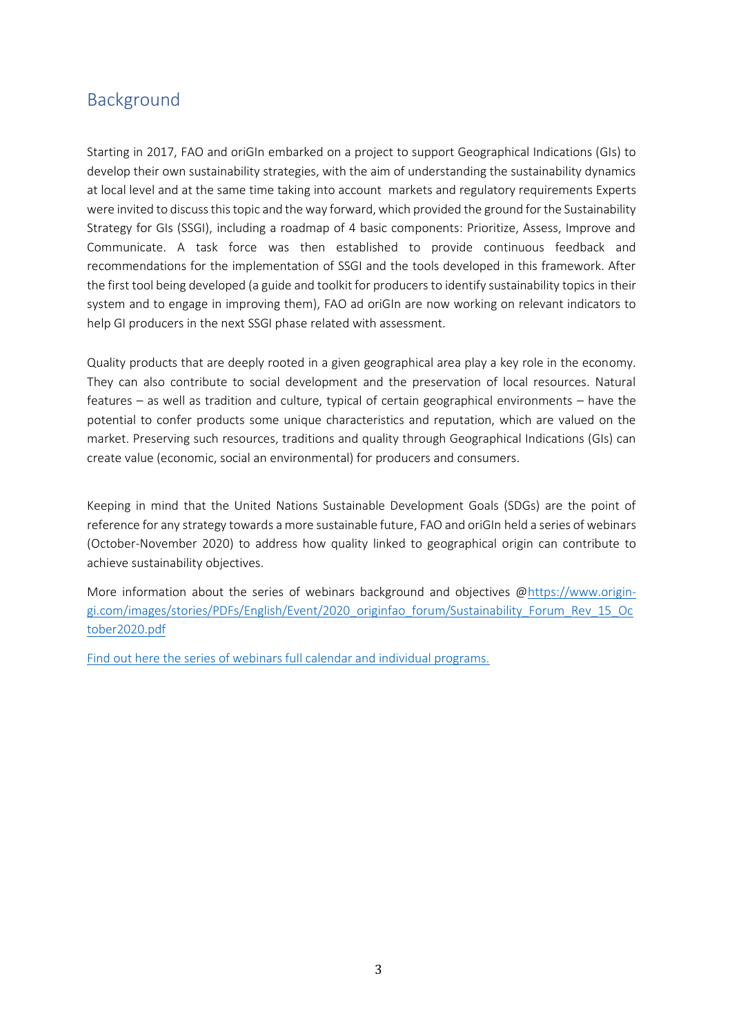## Background

Starting in 2017, FAO and oriGIn embarked on a project to support Geographical Indications (GIs) to develop their own sustainability strategies, with the aim of understanding the sustainability dynamics at local level and at the same time taking into account markets and regulatory requirements Experts were invited to discuss this topic and the way forward, which provided the ground for the Sustainability Strategy for GIs (SSGI), including a roadmap of 4 basic components: Prioritize, Assess, Improve and Communicate. A task force was then established to provide continuous feedback and recommendations for the implementation of SSGI and the tools developed in this framework. After the first tool being developed (a guide and toolkit for producers to identify sustainability topics in their system and to engage in improving them), FAO ad oriGIn are now working on relevant indicators to help GI producers in the next SSGI phase related with assessment.

Quality products that are deeply rooted in a given geographical area play a key role in the economy. They can also contribute to social development and the preservation of local resources. Natural features – as well as tradition and culture, typical of certain geographical environments – have the potential to confer products some unique characteristics and reputation, which are valued on the market. Preserving such resources, traditions and quality through Geographical Indications (GIs) can create value (economic, social an environmental) for producers and consumers.

Keeping in mind that the United Nations Sustainable Development Goals (SDGs) are the point of reference for any strategy towards a more sustainable future, FAO and oriGIn held a series of webinars (October-November 2020) to address how quality linked to geographical origin can contribute to achieve sustainability objectives.

More information about the series of webinars background and objectives @[https://www.origin-gi.com/images/stories/PDFs/English/Event/2020_originfao_forum/Sustainability_Forum_Rev_15_October2020.pdf](https://www.origin-gi.com/images/stories/PDFs/English/Event/2020_originfao_forum/Sustainability_Forum_Rev_15_October2020.pdf)

Find out here the series of webinars full calendar and individual programs.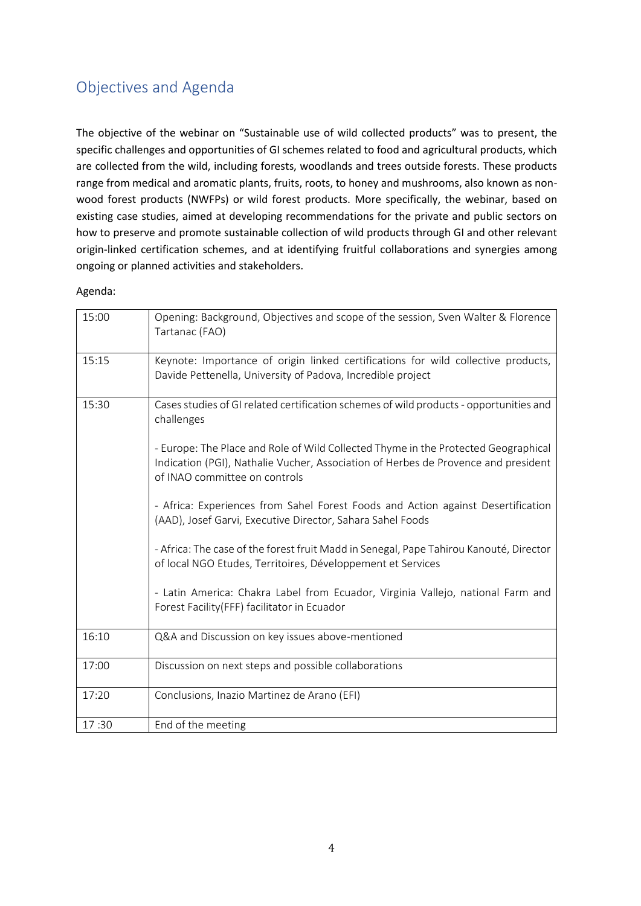## Objectives and Agenda

The objective of the webinar on "Sustainable use of wild collected products" was to present, the specific challenges and opportunities of GI schemes related to food and agricultural products, which are collected from the wild, including forests, woodlands and trees outside forests. These products range from medical and aromatic plants, fruits, roots, to honey and mushrooms, also known as non-wood forest products (NWFPs) or wild forest products. More specifically, the webinar, based on existing case studies, aimed at developing recommendations for the private and public sectors on how to preserve and promote sustainable collection of wild products through GI and other relevant origin-linked certification schemes, and at identifying fruitful collaborations and synergies among ongoing or planned activities and stakeholders.

Agenda:

| | |
|---|---|
| 15:00 | Opening: Background, Objectives and scope of the session, Sven Walter & Florence Tartanac (FAO) |
| 15:15 | Keynote: Importance of origin linked certifications for wild collective products, Davide Pettenella, University of Padova, Incredible project |
| 15:30 | Cases studies of GI related certification schemes of wild products - opportunities and challenges<br><br>- Europe: The Place and Role of Wild Collected Thyme in the Protected Geographical Indication (PGI), Nathalie Vucher, Association of Herbes de Provence and president of INAO committee on controls<br><br>- Africa: Experiences from Sahel Forest Foods and Action against Desertification (AAD), Josef Garvi, Executive Director, Sahara Sahel Foods<br><br>- Africa: The case of the forest fruit Madd in Senegal, Pape Tahirou Kanouté, Director of local NGO Etudes, Territoires, Développement et Services<br><br>- Latin America: Chakra Label from Ecuador, Virginia Vallejo, national Farm and Forest Facility(FFF) facilitator in Ecuador |
| 16:10 | Q&A and Discussion on key issues above-mentioned |
| 17:00 | Discussion on next steps and possible collaborations |
| 17:20 | Conclusions, Inazio Martinez de Arano (EFI) |
| 17 :30 | End of the meeting |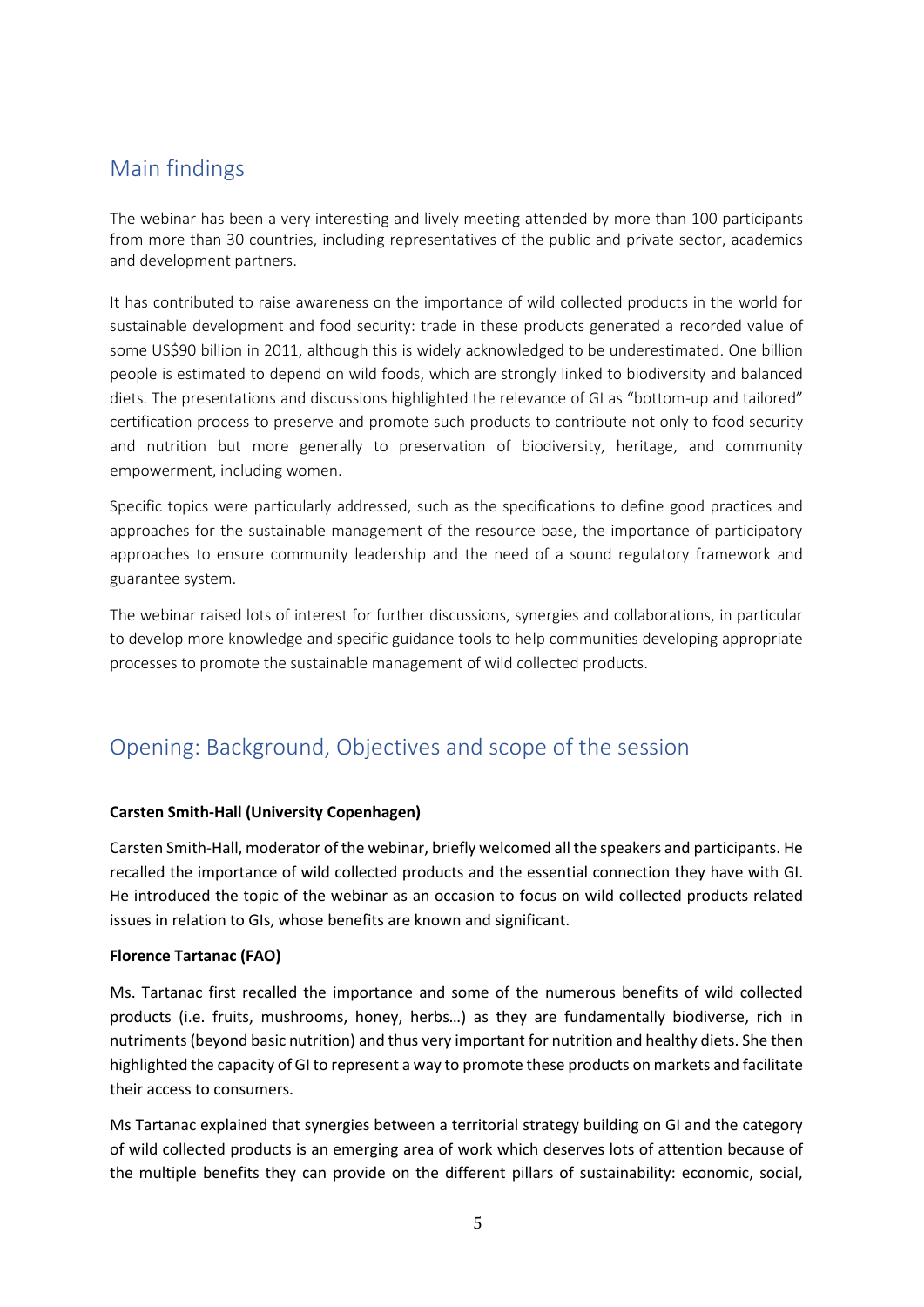## Main findings

The webinar has been a very interesting and lively meeting attended by more than 100 participants from more than 30 countries, including representatives of the public and private sector, academics and development partners.

It has contributed to raise awareness on the importance of wild collected products in the world for sustainable development and food security: trade in these products generated a recorded value of some US$90 billion in 2011, although this is widely acknowledged to be underestimated. One billion people is estimated to depend on wild foods, which are strongly linked to biodiversity and balanced diets. The presentations and discussions highlighted the relevance of GI as "bottom-up and tailored" certification process to preserve and promote such products to contribute not only to food security and nutrition but more generally to preservation of biodiversity, heritage, and community empowerment, including women.

Specific topics were particularly addressed, such as the specifications to define good practices and approaches for the sustainable management of the resource base, the importance of participatory approaches to ensure community leadership and the need of a sound regulatory framework and guarantee system.

The webinar raised lots of interest for further discussions, synergies and collaborations, in particular to develop more knowledge and specific guidance tools to help communities developing appropriate processes to promote the sustainable management of wild collected products.

## Opening: Background, Objectives and scope of the session

**Carsten Smith-Hall (University Copenhagen)**

Carsten Smith-Hall, moderator of the webinar, briefly welcomed all the speakers and participants. He recalled the importance of wild collected products and the essential connection they have with GI. He introduced the topic of the webinar as an occasion to focus on wild collected products related issues in relation to GIs, whose benefits are known and significant.

**Florence Tartanac (FAO)**

Ms. Tartanac first recalled the importance and some of the numerous benefits of wild collected products (i.e. fruits, mushrooms, honey, herbs…) as they are fundamentally biodiverse, rich in nutriments (beyond basic nutrition) and thus very important for nutrition and healthy diets. She then highlighted the capacity of GI to represent a way to promote these products on markets and facilitate their access to consumers.

Ms Tartanac explained that synergies between a territorial strategy building on GI and the category of wild collected products is an emerging area of work which deserves lots of attention because of the multiple benefits they can provide on the different pillars of sustainability: economic, social,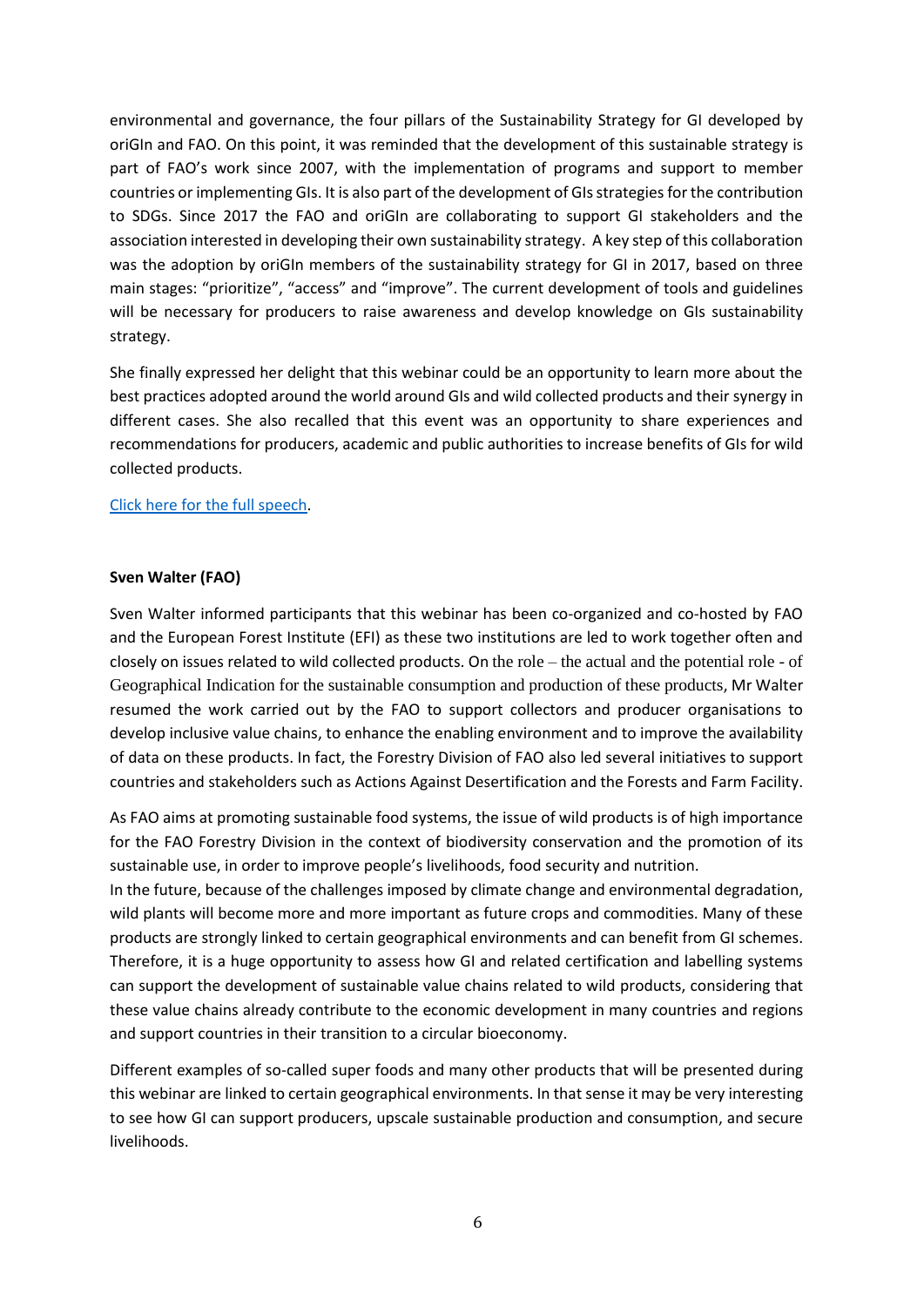environmental and governance, the four pillars of the Sustainability Strategy for GI developed by oriGIn and FAO. On this point, it was reminded that the development of this sustainable strategy is part of FAO's work since 2007, with the implementation of programs and support to member countries or implementing GIs. It is also part of the development of GIs strategies for the contribution to SDGs. Since 2017 the FAO and oriGIn are collaborating to support GI stakeholders and the association interested in developing their own sustainability strategy. A key step of this collaboration was the adoption by oriGIn members of the sustainability strategy for GI in 2017, based on three main stages: "prioritize", "access" and "improve". The current development of tools and guidelines will be necessary for producers to raise awareness and develop knowledge on GIs sustainability strategy.

She finally expressed her delight that this webinar could be an opportunity to learn more about the best practices adopted around the world around GIs and wild collected products and their synergy in different cases. She also recalled that this event was an opportunity to share experiences and recommendations for producers, academic and public authorities to increase benefits of GIs for wild collected products.

Click here for the full speech.

**Sven Walter (FAO)**

Sven Walter informed participants that this webinar has been co-organized and co-hosted by FAO and the European Forest Institute (EFI) as these two institutions are led to work together often and closely on issues related to wild collected products. On the role – the actual and the potential role - of Geographical Indication for the sustainable consumption and production of these products, Mr Walter resumed the work carried out by the FAO to support collectors and producer organisations to develop inclusive value chains, to enhance the enabling environment and to improve the availability of data on these products. In fact, the Forestry Division of FAO also led several initiatives to support countries and stakeholders such as Actions Against Desertification and the Forests and Farm Facility.

As FAO aims at promoting sustainable food systems, the issue of wild products is of high importance for the FAO Forestry Division in the context of biodiversity conservation and the promotion of its sustainable use, in order to improve people's livelihoods, food security and nutrition.

In the future, because of the challenges imposed by climate change and environmental degradation, wild plants will become more and more important as future crops and commodities. Many of these products are strongly linked to certain geographical environments and can benefit from GI schemes. Therefore, it is a huge opportunity to assess how GI and related certification and labelling systems can support the development of sustainable value chains related to wild products, considering that these value chains already contribute to the economic development in many countries and regions and support countries in their transition to a circular bioeconomy.

Different examples of so-called super foods and many other products that will be presented during this webinar are linked to certain geographical environments. In that sense it may be very interesting to see how GI can support producers, upscale sustainable production and consumption, and secure livelihoods.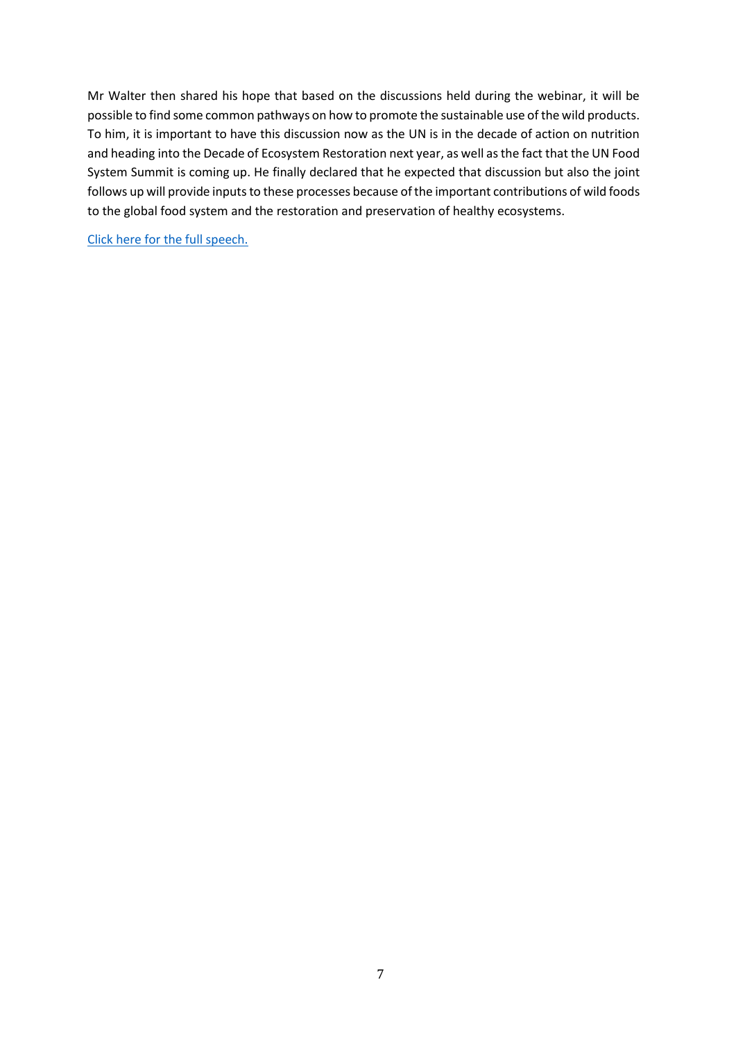Mr Walter then shared his hope that based on the discussions held during the webinar, it will be possible to find some common pathways on how to promote the sustainable use of the wild products. To him, it is important to have this discussion now as the UN is in the decade of action on nutrition and heading into the Decade of Ecosystem Restoration next year, as well as the fact that the UN Food System Summit is coming up. He finally declared that he expected that discussion but also the joint follows up will provide inputs to these processes because of the important contributions of wild foods to the global food system and the restoration and preservation of healthy ecosystems.

Click here for the full speech.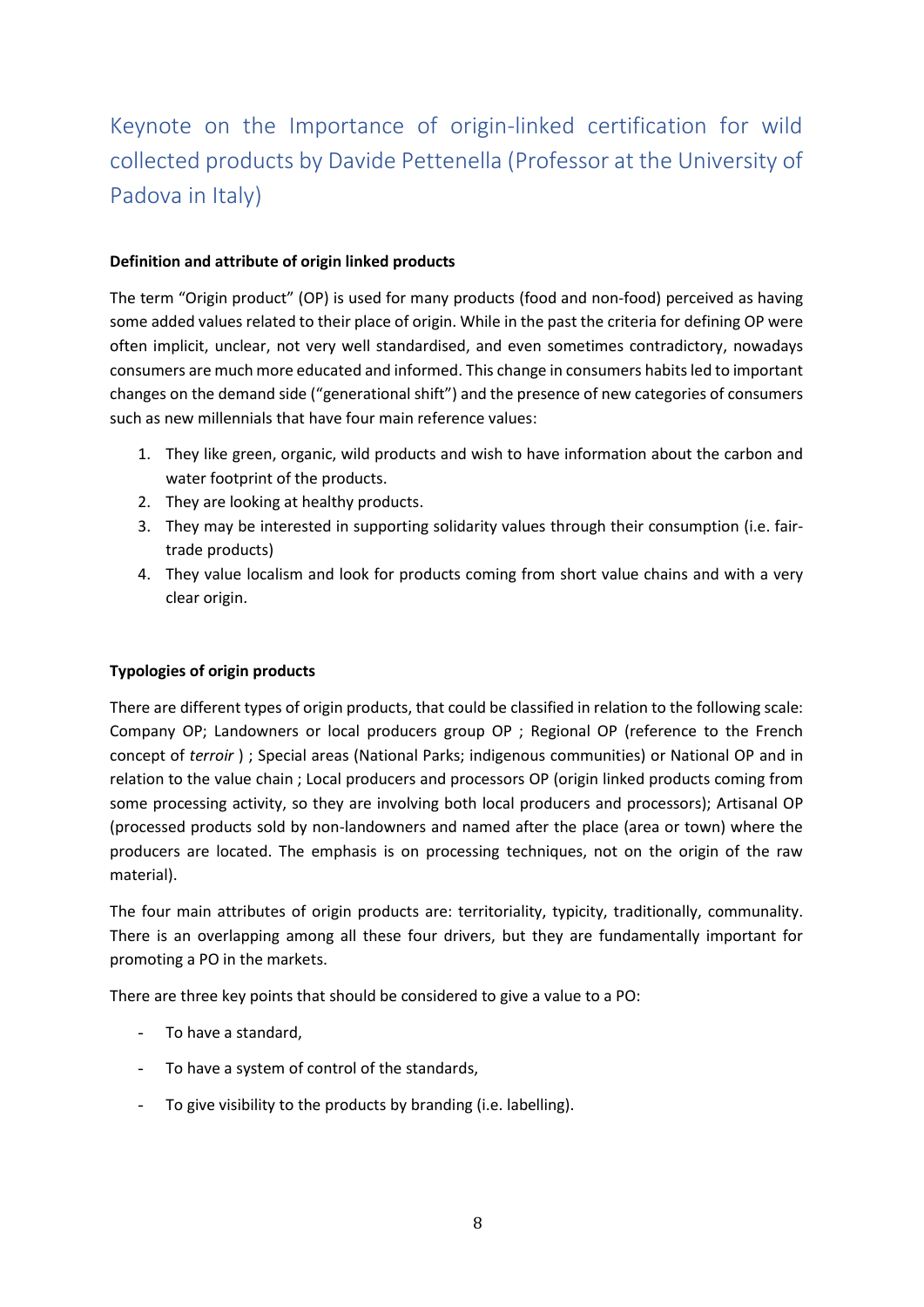## Keynote on the Importance of origin-linked certification for wild collected products by Davide Pettenella (Professor at the University of Padova in Italy)

**Definition and attribute of origin linked products**

The term "Origin product" (OP) is used for many products (food and non-food) perceived as having some added values related to their place of origin. While in the past the criteria for defining OP were often implicit, unclear, not very well standardised, and even sometimes contradictory, nowadays consumers are much more educated and informed. This change in consumers habits led to important changes on the demand side ("generational shift") and the presence of new categories of consumers such as new millennials that have four main reference values:

1. They like green, organic, wild products and wish to have information about the carbon and water footprint of the products.
2. They are looking at healthy products.
3. They may be interested in supporting solidarity values through their consumption (i.e. fair-trade products)
4. They value localism and look for products coming from short value chains and with a very clear origin.

**Typologies of origin products**

There are different types of origin products, that could be classified in relation to the following scale: Company OP; Landowners or local producers group OP ; Regional OP (reference to the French concept of *terroir* ) ; Special areas (National Parks; indigenous communities) or National OP and in relation to the value chain ; Local producers and processors OP (origin linked products coming from some processing activity, so they are involving both local producers and processors); Artisanal OP (processed products sold by non-landowners and named after the place (area or town) where the producers are located. The emphasis is on processing techniques, not on the origin of the raw material).

The four main attributes of origin products are: territoriality, typicity, traditionally, communality. There is an overlapping among all these four drivers, but they are fundamentally important for promoting a PO in the markets.

There are three key points that should be considered to give a value to a PO:

- To have a standard,
- To have a system of control of the standards,
- To give visibility to the products by branding (i.e. labelling).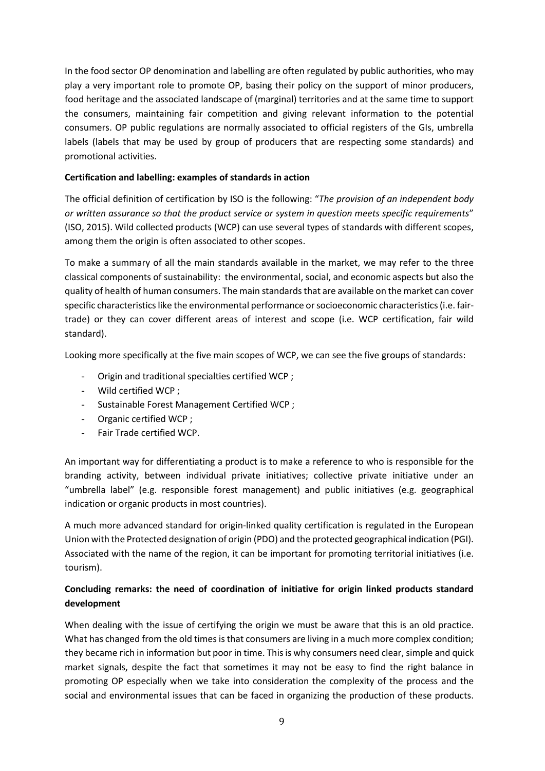In the food sector OP denomination and labelling are often regulated by public authorities, who may play a very important role to promote OP, basing their policy on the support of minor producers, food heritage and the associated landscape of (marginal) territories and at the same time to support the consumers, maintaining fair competition and giving relevant information to the potential consumers. OP public regulations are normally associated to official registers of the GIs, umbrella labels (labels that may be used by group of producers that are respecting some standards) and promotional activities.

**Certification and labelling: examples of standards in action**

The official definition of certification by ISO is the following: "*The provision of an independent body or written assurance so that the product service or system in question meets specific requirements*" (ISO, 2015). Wild collected products (WCP) can use several types of standards with different scopes, among them the origin is often associated to other scopes.

To make a summary of all the main standards available in the market, we may refer to the three classical components of sustainability: the environmental, social, and economic aspects but also the quality of health of human consumers. The main standards that are available on the market can cover specific characteristics like the environmental performance or socioeconomic characteristics (i.e. fair-trade) or they can cover different areas of interest and scope (i.e. WCP certification, fair wild standard).

Looking more specifically at the five main scopes of WCP, we can see the five groups of standards:

- Origin and traditional specialties certified WCP ;
- Wild certified WCP ;
- Sustainable Forest Management Certified WCP ;
- Organic certified WCP ;
- Fair Trade certified WCP.

An important way for differentiating a product is to make a reference to who is responsible for the branding activity, between individual private initiatives; collective private initiative under an "umbrella label" (e.g. responsible forest management) and public initiatives (e.g. geographical indication or organic products in most countries).

A much more advanced standard for origin-linked quality certification is regulated in the European Union with the Protected designation of origin (PDO) and the protected geographical indication (PGI). Associated with the name of the region, it can be important for promoting territorial initiatives (i.e. tourism).

**Concluding remarks: the need of coordination of initiative for origin linked products standard development**

When dealing with the issue of certifying the origin we must be aware that this is an old practice. What has changed from the old times is that consumers are living in a much more complex condition; they became rich in information but poor in time. This is why consumers need clear, simple and quick market signals, despite the fact that sometimes it may not be easy to find the right balance in promoting OP especially when we take into consideration the complexity of the process and the social and environmental issues that can be faced in organizing the production of these products.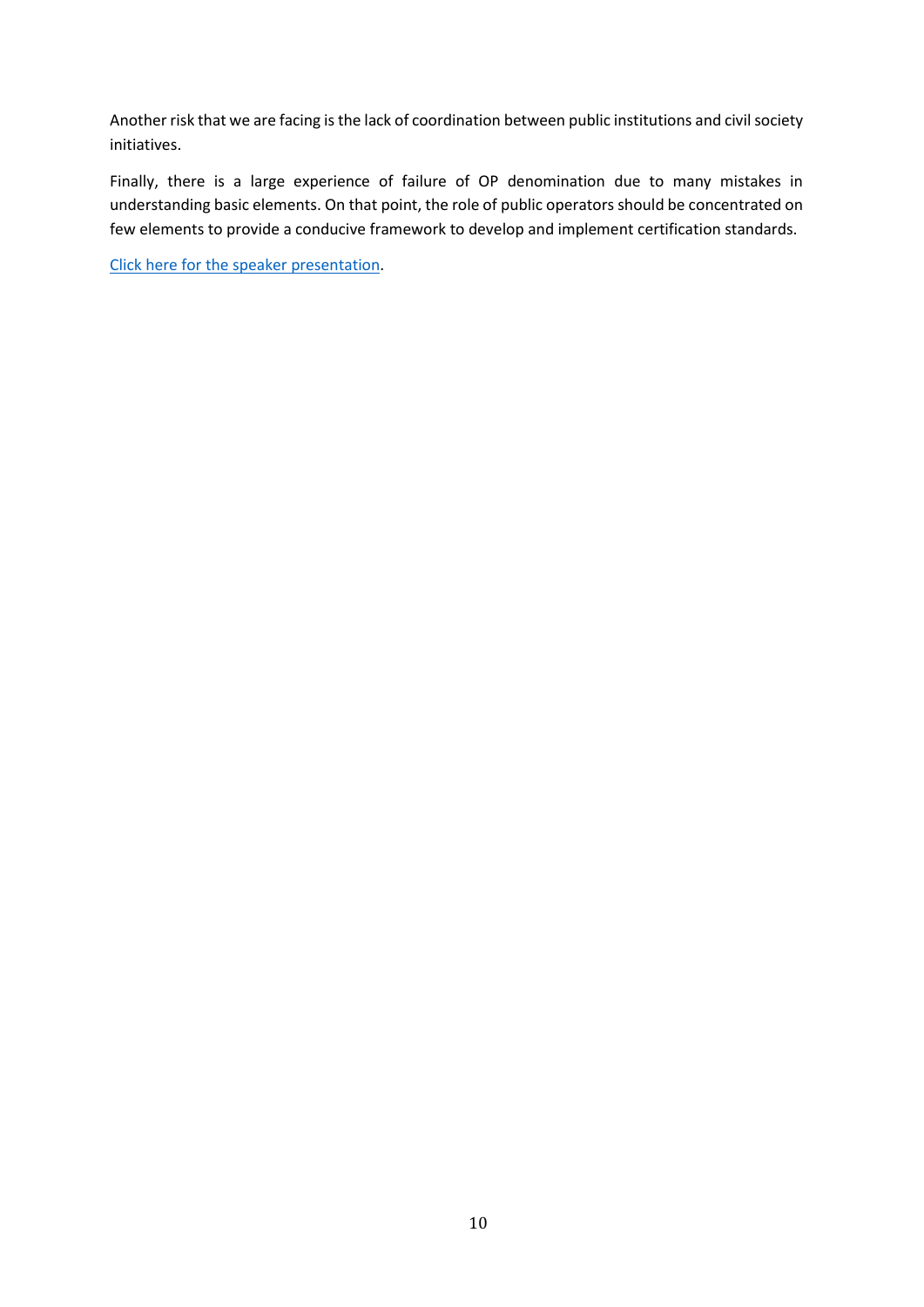Another risk that we are facing is the lack of coordination between public institutions and civil society initiatives.

Finally, there is a large experience of failure of OP denomination due to many mistakes in understanding basic elements. On that point, the role of public operators should be concentrated on few elements to provide a conducive framework to develop and implement certification standards.

Click here for the speaker presentation.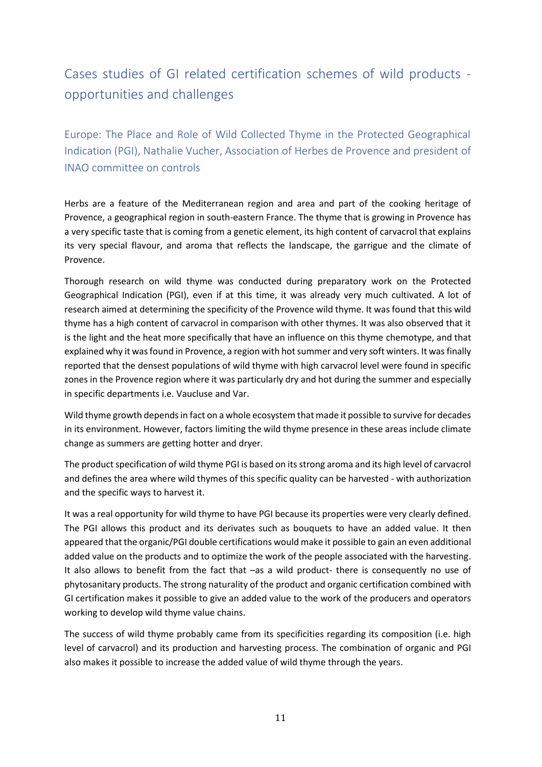# Cases studies of GI related certification schemes of wild products - opportunities and challenges

## Europe: The Place and Role of Wild Collected Thyme in the Protected Geographical Indication (PGI), Nathalie Vucher, Association of Herbes de Provence and president of INAO committee on controls

Herbs are a feature of the Mediterranean region and area and part of the cooking heritage of Provence, a geographical region in south-eastern France. The thyme that is growing in Provence has a very specific taste that is coming from a genetic element, its high content of carvacrol that explains its very special flavour, and aroma that reflects the landscape, the garrigue and the climate of Provence.

Thorough research on wild thyme was conducted during preparatory work on the Protected Geographical Indication (PGI), even if at this time, it was already very much cultivated. A lot of research aimed at determining the specificity of the Provence wild thyme. It was found that this wild thyme has a high content of carvacrol in comparison with other thymes. It was also observed that it is the light and the heat more specifically that have an influence on this thyme chemotype, and that explained why it was found in Provence, a region with hot summer and very soft winters. It was finally reported that the densest populations of wild thyme with high carvacrol level were found in specific zones in the Provence region where it was particularly dry and hot during the summer and especially in specific departments i.e. Vaucluse and Var.

Wild thyme growth depends in fact on a whole ecosystem that made it possible to survive for decades in its environment. However, factors limiting the wild thyme presence in these areas include climate change as summers are getting hotter and dryer.

The product specification of wild thyme PGI is based on its strong aroma and its high level of carvacrol and defines the area where wild thymes of this specific quality can be harvested - with authorization and the specific ways to harvest it.

It was a real opportunity for wild thyme to have PGI because its properties were very clearly defined. The PGI allows this product and its derivates such as bouquets to have an added value. It then appeared that the organic/PGI double certifications would make it possible to gain an even additional added value on the products and to optimize the work of the people associated with the harvesting. It also allows to benefit from the fact that –as a wild product- there is consequently no use of phytosanitary products. The strong naturality of the product and organic certification combined with GI certification makes it possible to give an added value to the work of the producers and operators working to develop wild thyme value chains.

The success of wild thyme probably came from its specificities regarding its composition (i.e. high level of carvacrol) and its production and harvesting process. The combination of organic and PGI also makes it possible to increase the added value of wild thyme through the years.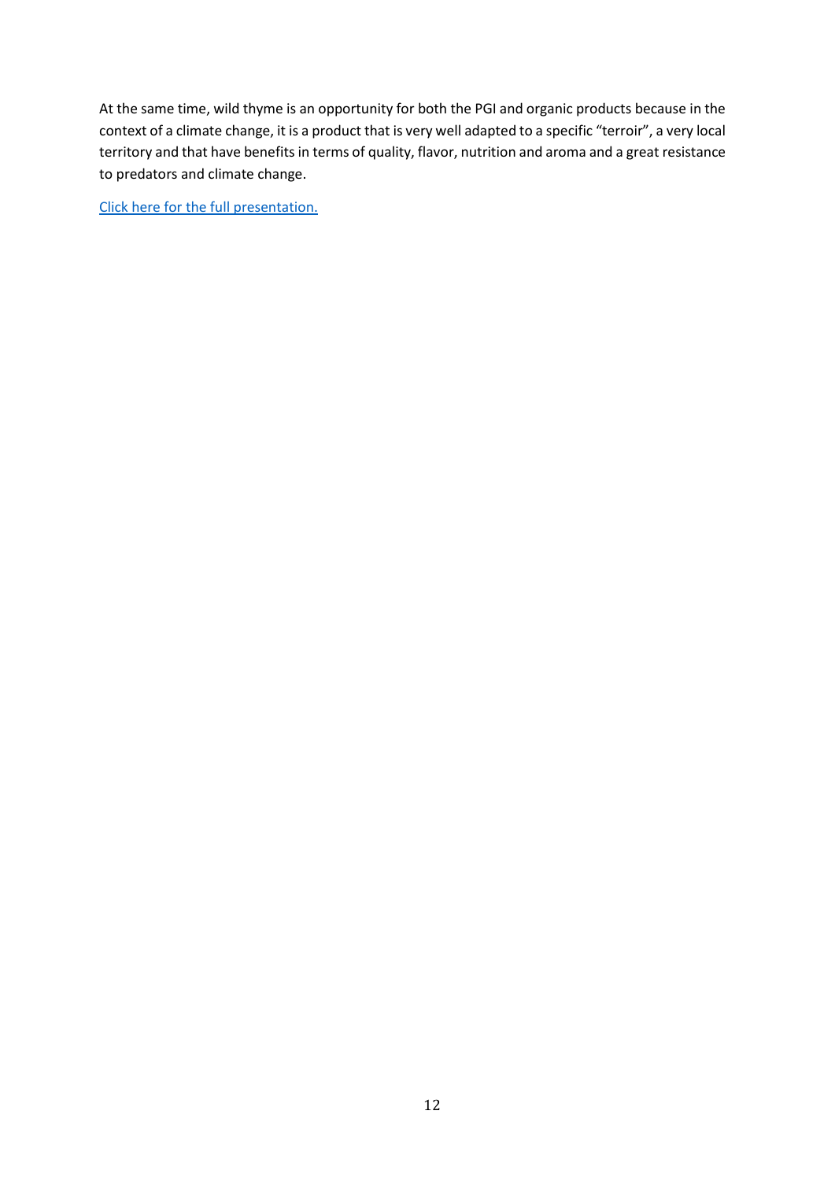At the same time, wild thyme is an opportunity for both the PGI and organic products because in the context of a climate change, it is a product that is very well adapted to a specific "terroir", a very local territory and that have benefits in terms of quality, flavor, nutrition and aroma and a great resistance to predators and climate change.

Click here for the full presentation.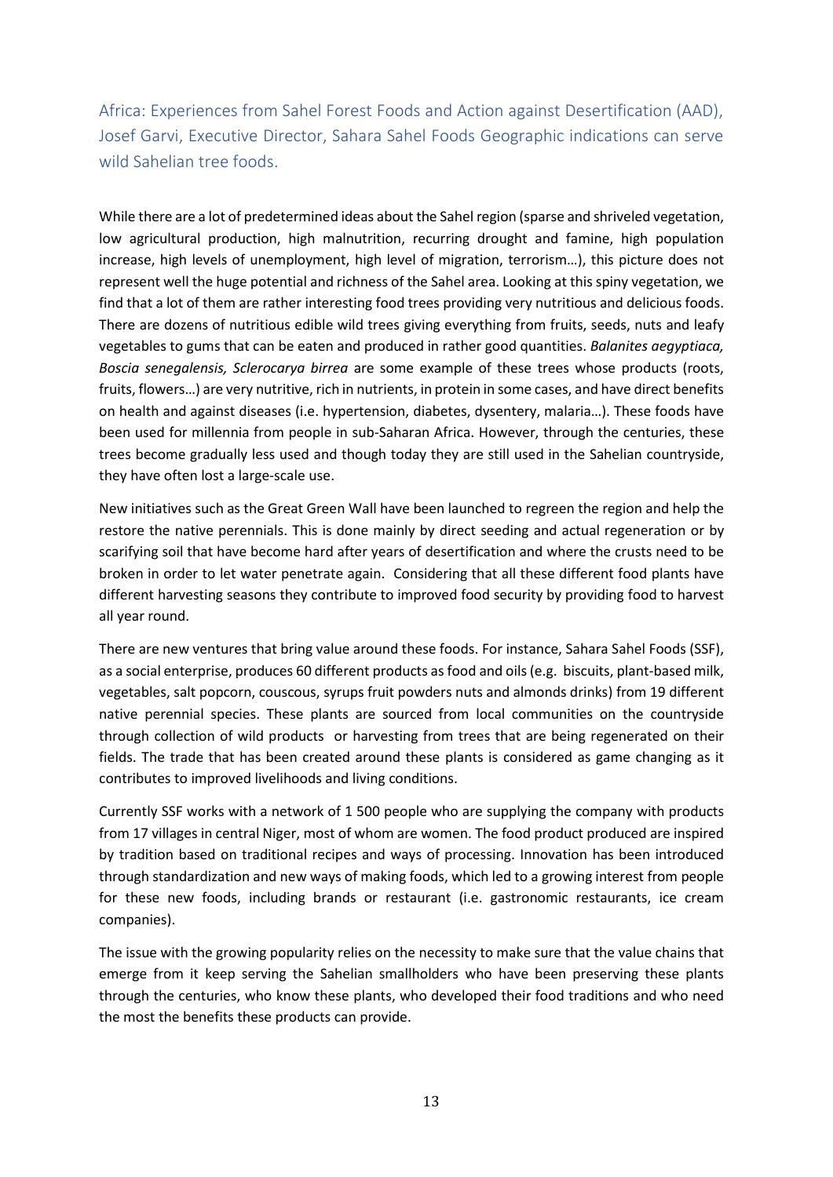## Africa: Experiences from Sahel Forest Foods and Action against Desertification (AAD), Josef Garvi, Executive Director, Sahara Sahel Foods Geographic indications can serve wild Sahelian tree foods.

While there are a lot of predetermined ideas about the Sahel region (sparse and shriveled vegetation, low agricultural production, high malnutrition, recurring drought and famine, high population increase, high levels of unemployment, high level of migration, terrorism…), this picture does not represent well the huge potential and richness of the Sahel area. Looking at this spiny vegetation, we find that a lot of them are rather interesting food trees providing very nutritious and delicious foods. There are dozens of nutritious edible wild trees giving everything from fruits, seeds, nuts and leafy vegetables to gums that can be eaten and produced in rather good quantities. *Balanites aegyptiaca, Boscia senegalensis, Sclerocarya birrea* are some example of these trees whose products (roots, fruits, flowers…) are very nutritive, rich in nutrients, in protein in some cases, and have direct benefits on health and against diseases (i.e. hypertension, diabetes, dysentery, malaria…). These foods have been used for millennia from people in sub-Saharan Africa. However, through the centuries, these trees become gradually less used and though today they are still used in the Sahelian countryside, they have often lost a large-scale use.

New initiatives such as the Great Green Wall have been launched to regreen the region and help the restore the native perennials. This is done mainly by direct seeding and actual regeneration or by scarifying soil that have become hard after years of desertification and where the crusts need to be broken in order to let water penetrate again. Considering that all these different food plants have different harvesting seasons they contribute to improved food security by providing food to harvest all year round.

There are new ventures that bring value around these foods. For instance, Sahara Sahel Foods (SSF), as a social enterprise, produces 60 different products as food and oils (e.g. biscuits, plant-based milk, vegetables, salt popcorn, couscous, syrups fruit powders nuts and almonds drinks) from 19 different native perennial species. These plants are sourced from local communities on the countryside through collection of wild products or harvesting from trees that are being regenerated on their fields. The trade that has been created around these plants is considered as game changing as it contributes to improved livelihoods and living conditions.

Currently SSF works with a network of 1 500 people who are supplying the company with products from 17 villages in central Niger, most of whom are women. The food product produced are inspired by tradition based on traditional recipes and ways of processing. Innovation has been introduced through standardization and new ways of making foods, which led to a growing interest from people for these new foods, including brands or restaurant (i.e. gastronomic restaurants, ice cream companies).

The issue with the growing popularity relies on the necessity to make sure that the value chains that emerge from it keep serving the Sahelian smallholders who have been preserving these plants through the centuries, who know these plants, who developed their food traditions and who need the most the benefits these products can provide.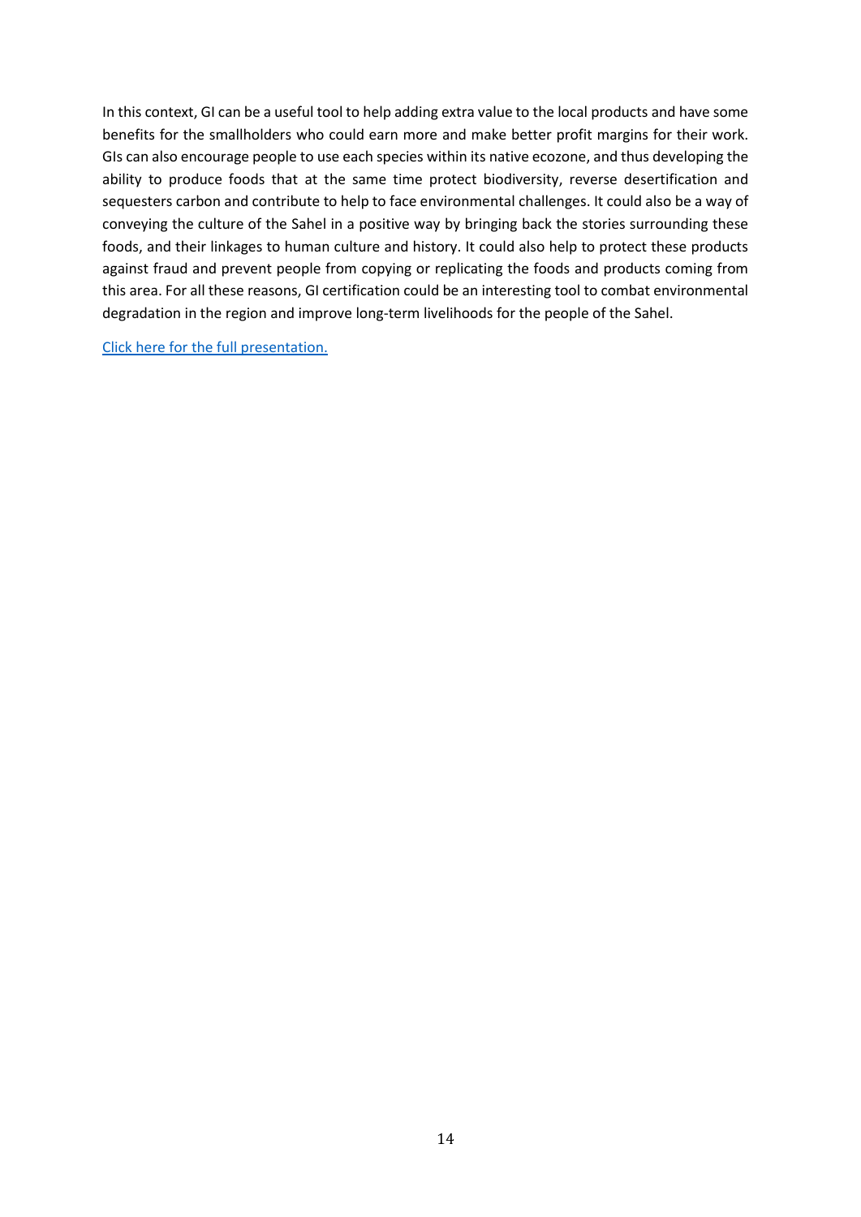In this context, GI can be a useful tool to help adding extra value to the local products and have some benefits for the smallholders who could earn more and make better profit margins for their work. GIs can also encourage people to use each species within its native ecozone, and thus developing the ability to produce foods that at the same time protect biodiversity, reverse desertification and sequesters carbon and contribute to help to face environmental challenges. It could also be a way of conveying the culture of the Sahel in a positive way by bringing back the stories surrounding these foods, and their linkages to human culture and history. It could also help to protect these products against fraud and prevent people from copying or replicating the foods and products coming from this area. For all these reasons, GI certification could be an interesting tool to combat environmental degradation in the region and improve long-term livelihoods for the people of the Sahel.

Click here for the full presentation.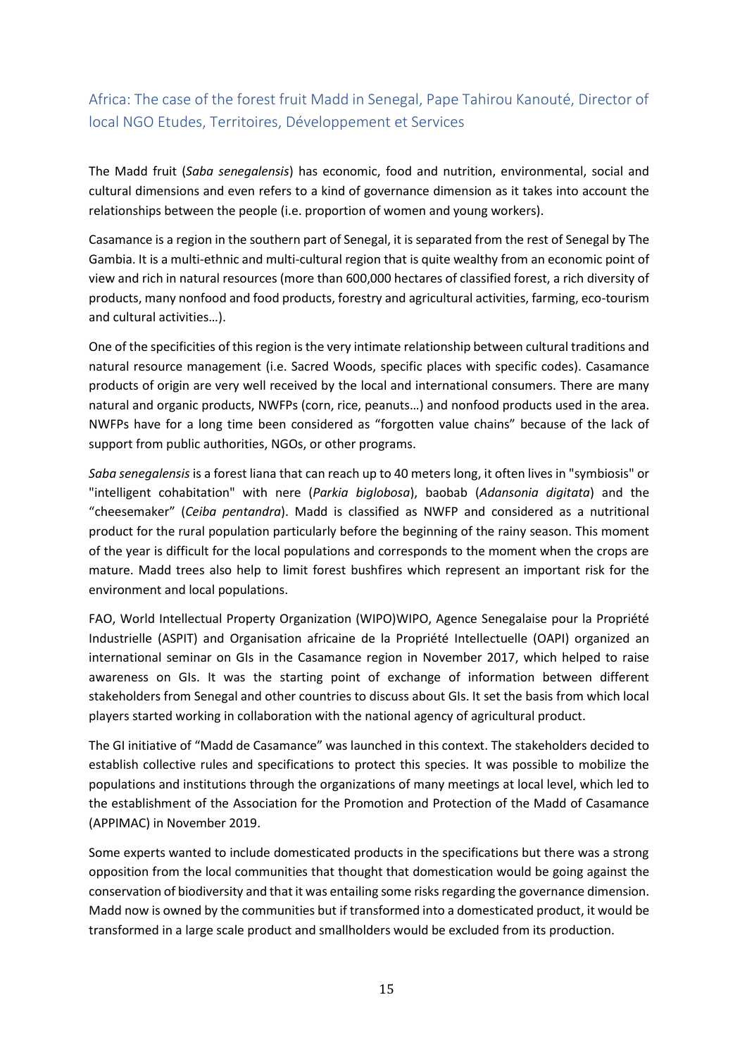## Africa: The case of the forest fruit Madd in Senegal, Pape Tahirou Kanouté, Director of local NGO Etudes, Territoires, Développement et Services

The Madd fruit (*Saba senegalensis*) has economic, food and nutrition, environmental, social and cultural dimensions and even refers to a kind of governance dimension as it takes into account the relationships between the people (i.e. proportion of women and young workers).

Casamance is a region in the southern part of Senegal, it is separated from the rest of Senegal by The Gambia. It is a multi-ethnic and multi-cultural region that is quite wealthy from an economic point of view and rich in natural resources (more than 600,000 hectares of classified forest, a rich diversity of products, many nonfood and food products, forestry and agricultural activities, farming, eco-tourism and cultural activities…).

One of the specificities of this region is the very intimate relationship between cultural traditions and natural resource management (i.e. Sacred Woods, specific places with specific codes). Casamance products of origin are very well received by the local and international consumers. There are many natural and organic products, NWFPs (corn, rice, peanuts…) and nonfood products used in the area. NWFPs have for a long time been considered as "forgotten value chains" because of the lack of support from public authorities, NGOs, or other programs.

*Saba senegalensis* is a forest liana that can reach up to 40 meters long, it often lives in "symbiosis" or "intelligent cohabitation" with nere (*Parkia biglobosa*), baobab (*Adansonia digitata*) and the "cheesemaker" (*Ceiba pentandra*). Madd is classified as NWFP and considered as a nutritional product for the rural population particularly before the beginning of the rainy season. This moment of the year is difficult for the local populations and corresponds to the moment when the crops are mature. Madd trees also help to limit forest bushfires which represent an important risk for the environment and local populations.

FAO, World Intellectual Property Organization (WIPO)WIPO, Agence Senegalaise pour la Propriété Industrielle (ASPIT) and Organisation africaine de la Propriété Intellectuelle (OAPI) organized an international seminar on GIs in the Casamance region in November 2017, which helped to raise awareness on GIs. It was the starting point of exchange of information between different stakeholders from Senegal and other countries to discuss about GIs. It set the basis from which local players started working in collaboration with the national agency of agricultural product.

The GI initiative of "Madd de Casamance" was launched in this context. The stakeholders decided to establish collective rules and specifications to protect this species. It was possible to mobilize the populations and institutions through the organizations of many meetings at local level, which led to the establishment of the Association for the Promotion and Protection of the Madd of Casamance (APPIMAC) in November 2019.

Some experts wanted to include domesticated products in the specifications but there was a strong opposition from the local communities that thought that domestication would be going against the conservation of biodiversity and that it was entailing some risks regarding the governance dimension. Madd now is owned by the communities but if transformed into a domesticated product, it would be transformed in a large scale product and smallholders would be excluded from its production.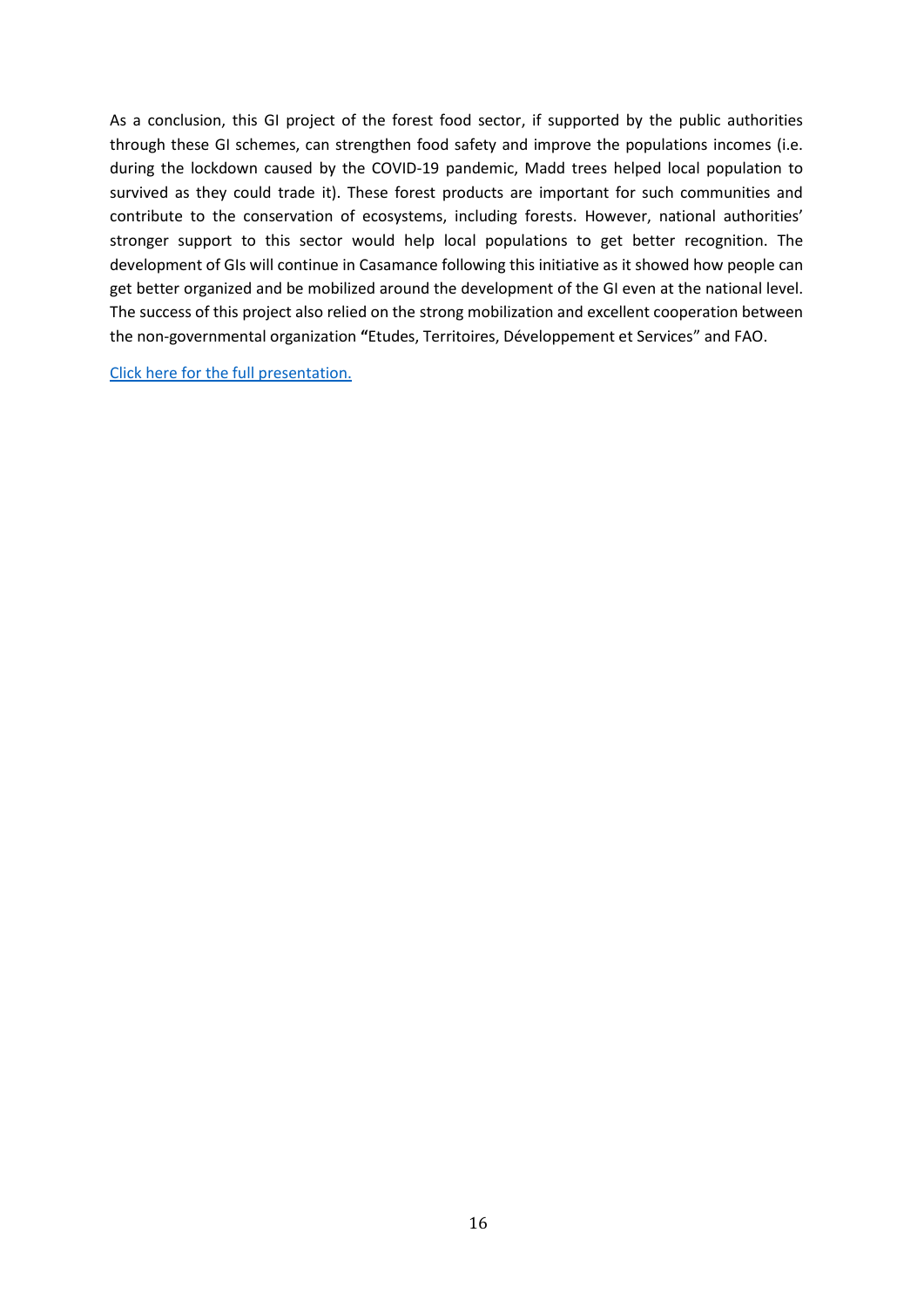As a conclusion, this GI project of the forest food sector, if supported by the public authorities through these GI schemes, can strengthen food safety and improve the populations incomes (i.e. during the lockdown caused by the COVID-19 pandemic, Madd trees helped local population to survived as they could trade it). These forest products are important for such communities and contribute to the conservation of ecosystems, including forests. However, national authorities' stronger support to this sector would help local populations to get better recognition. The development of GIs will continue in Casamance following this initiative as it showed how people can get better organized and be mobilized around the development of the GI even at the national level. The success of this project also relied on the strong mobilization and excellent cooperation between the non-governmental organization **"**Etudes, Territoires, Développement et Services" and FAO.

Click here for the full presentation.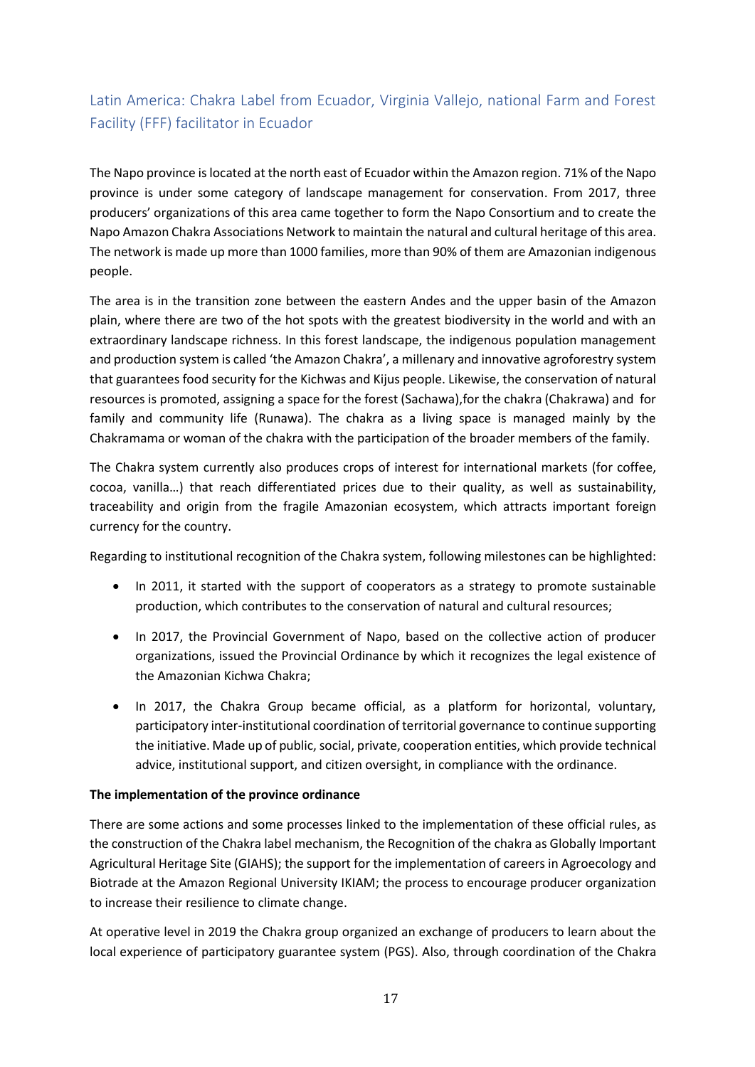## Latin America: Chakra Label from Ecuador, Virginia Vallejo, national Farm and Forest Facility (FFF) facilitator in Ecuador

The Napo province is located at the north east of Ecuador within the Amazon region. 71% of the Napo province is under some category of landscape management for conservation. From 2017, three producers' organizations of this area came together to form the Napo Consortium and to create the Napo Amazon Chakra Associations Network to maintain the natural and cultural heritage of this area. The network is made up more than 1000 families, more than 90% of them are Amazonian indigenous people.

The area is in the transition zone between the eastern Andes and the upper basin of the Amazon plain, where there are two of the hot spots with the greatest biodiversity in the world and with an extraordinary landscape richness. In this forest landscape, the indigenous population management and production system is called 'the Amazon Chakra', a millenary and innovative agroforestry system that guarantees food security for the Kichwas and Kijus people. Likewise, the conservation of natural resources is promoted, assigning a space for the forest (Sachawa),for the chakra (Chakrawa) and for family and community life (Runawa). The chakra as a living space is managed mainly by the Chakramama or woman of the chakra with the participation of the broader members of the family.

The Chakra system currently also produces crops of interest for international markets (for coffee, cocoa, vanilla…) that reach differentiated prices due to their quality, as well as sustainability, traceability and origin from the fragile Amazonian ecosystem, which attracts important foreign currency for the country.

Regarding to institutional recognition of the Chakra system, following milestones can be highlighted:

- In 2011, it started with the support of cooperators as a strategy to promote sustainable production, which contributes to the conservation of natural and cultural resources;
- In 2017, the Provincial Government of Napo, based on the collective action of producer organizations, issued the Provincial Ordinance by which it recognizes the legal existence of the Amazonian Kichwa Chakra;
- In 2017, the Chakra Group became official, as a platform for horizontal, voluntary, participatory inter-institutional coordination of territorial governance to continue supporting the initiative. Made up of public, social, private, cooperation entities, which provide technical advice, institutional support, and citizen oversight, in compliance with the ordinance.

**The implementation of the province ordinance**

There are some actions and some processes linked to the implementation of these official rules, as the construction of the Chakra label mechanism, the Recognition of the chakra as Globally Important Agricultural Heritage Site (GIAHS); the support for the implementation of careers in Agroecology and Biotrade at the Amazon Regional University IKIAM; the process to encourage producer organization to increase their resilience to climate change.

At operative level in 2019 the Chakra group organized an exchange of producers to learn about the local experience of participatory guarantee system (PGS). Also, through coordination of the Chakra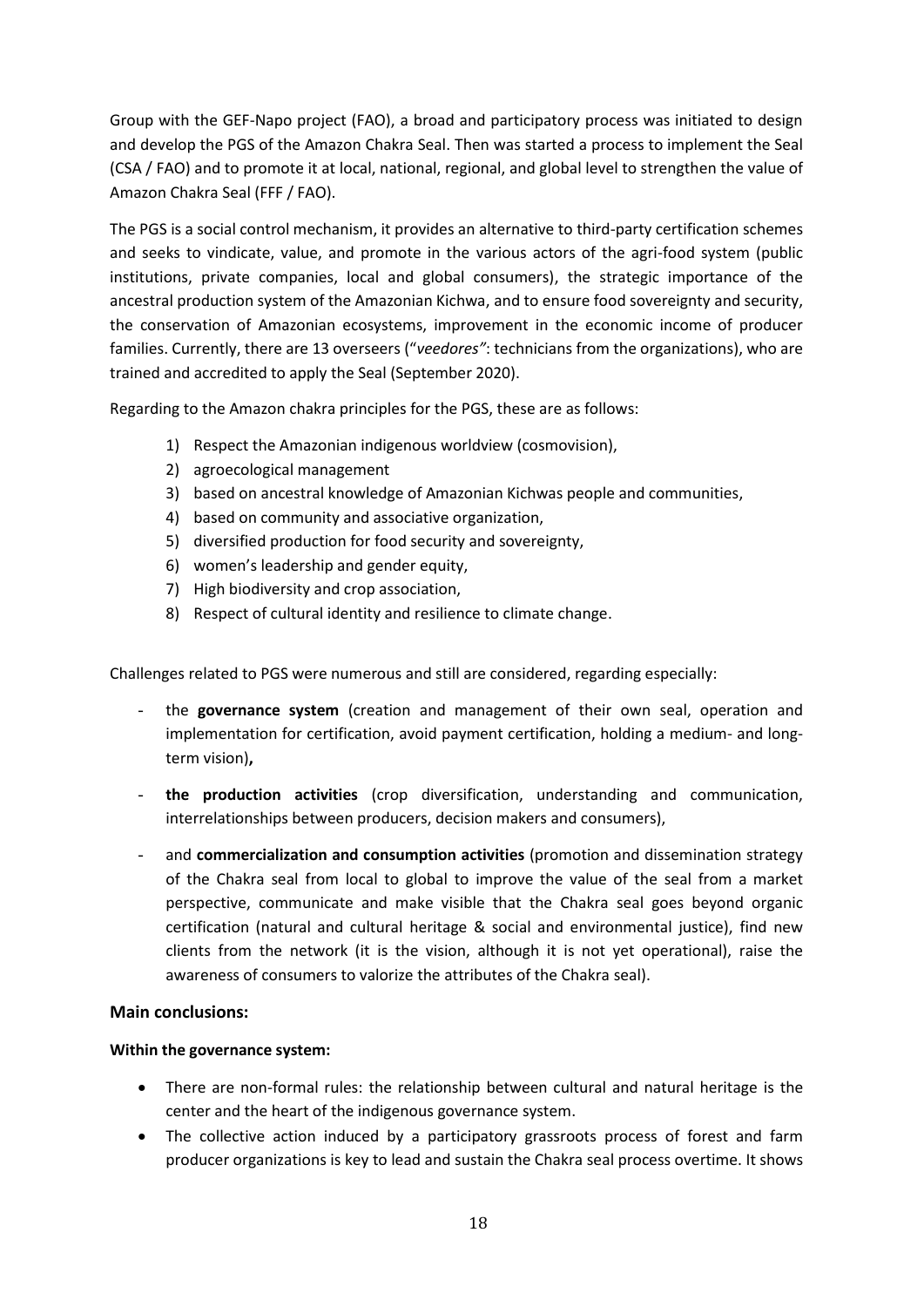Group with the GEF-Napo project (FAO), a broad and participatory process was initiated to design and develop the PGS of the Amazon Chakra Seal. Then was started a process to implement the Seal (CSA / FAO) and to promote it at local, national, regional, and global level to strengthen the value of Amazon Chakra Seal (FFF / FAO).

The PGS is a social control mechanism, it provides an alternative to third-party certification schemes and seeks to vindicate, value, and promote in the various actors of the agri-food system (public institutions, private companies, local and global consumers), the strategic importance of the ancestral production system of the Amazonian Kichwa, and to ensure food sovereignty and security, the conservation of Amazonian ecosystems, improvement in the economic income of producer families. Currently, there are 13 overseers ("*veedores"*: technicians from the organizations), who are trained and accredited to apply the Seal (September 2020).

Regarding to the Amazon chakra principles for the PGS, these are as follows:

1) Respect the Amazonian indigenous worldview (cosmovision),
2) agroecological management
3) based on ancestral knowledge of Amazonian Kichwas people and communities,
4) based on community and associative organization,
5) diversified production for food security and sovereignty,
6) women's leadership and gender equity,
7) High biodiversity and crop association,
8) Respect of cultural identity and resilience to climate change.

Challenges related to PGS were numerous and still are considered, regarding especially:

- the **governance system** (creation and management of their own seal, operation and implementation for certification, avoid payment certification, holding a medium- and long-term vision)**,**
- **the production activities** (crop diversification, understanding and communication, interrelationships between producers, decision makers and consumers),
- and **commercialization and consumption activities** (promotion and dissemination strategy of the Chakra seal from local to global to improve the value of the seal from a market perspective, communicate and make visible that the Chakra seal goes beyond organic certification (natural and cultural heritage & social and environmental justice), find new clients from the network (it is the vision, although it is not yet operational), raise the awareness of consumers to valorize the attributes of the Chakra seal).

### Main conclusions:

**Within the governance system:**

- There are non-formal rules: the relationship between cultural and natural heritage is the center and the heart of the indigenous governance system.
- The collective action induced by a participatory grassroots process of forest and farm producer organizations is key to lead and sustain the Chakra seal process overtime. It shows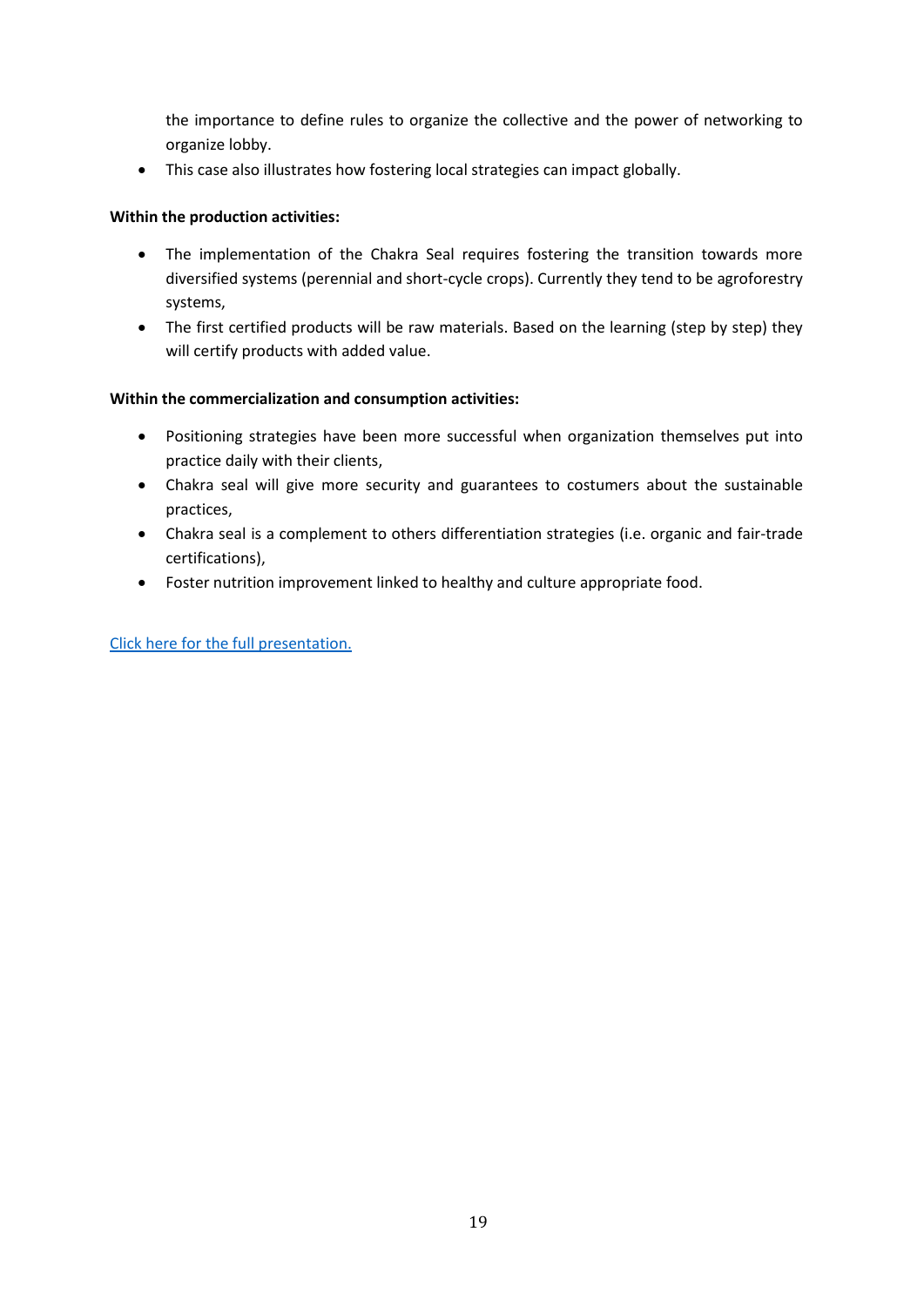the importance to define rules to organize the collective and the power of networking to organize lobby.

- This case also illustrates how fostering local strategies can impact globally.

**Within the production activities:**

- The implementation of the Chakra Seal requires fostering the transition towards more diversified systems (perennial and short-cycle crops). Currently they tend to be agroforestry systems,
- The first certified products will be raw materials. Based on the learning (step by step) they will certify products with added value.

**Within the commercialization and consumption activities:**

- Positioning strategies have been more successful when organization themselves put into practice daily with their clients,
- Chakra seal will give more security and guarantees to costumers about the sustainable practices,
- Chakra seal is a complement to others differentiation strategies (i.e. organic and fair-trade certifications),
- Foster nutrition improvement linked to healthy and culture appropriate food.

Click here for the full presentation.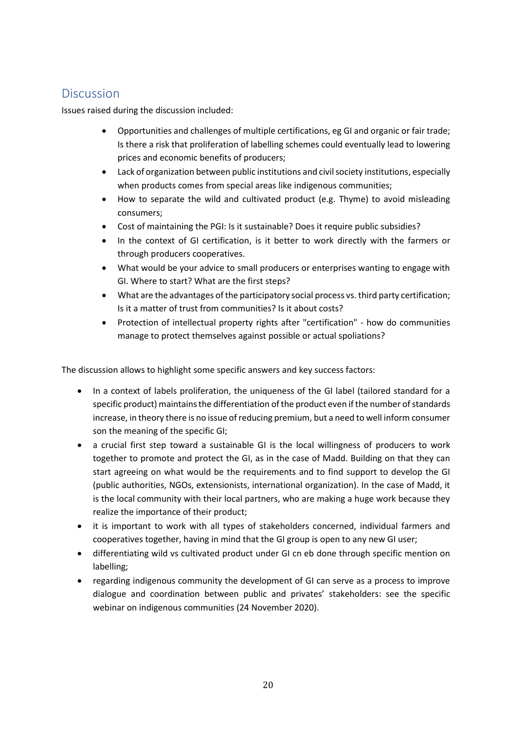## Discussion

Issues raised during the discussion included:

- Opportunities and challenges of multiple certifications, eg GI and organic or fair trade; Is there a risk that proliferation of labelling schemes could eventually lead to lowering prices and economic benefits of producers;
- Lack of organization between public institutions and civil society institutions, especially when products comes from special areas like indigenous communities;
- How to separate the wild and cultivated product (e.g. Thyme) to avoid misleading consumers;
- Cost of maintaining the PGI: Is it sustainable? Does it require public subsidies?
- In the context of GI certification, is it better to work directly with the farmers or through producers cooperatives.
- What would be your advice to small producers or enterprises wanting to engage with GI. Where to start? What are the first steps?
- What are the advantages of the participatory social process vs. third party certification; Is it a matter of trust from communities? Is it about costs?
- Protection of intellectual property rights after "certification" - how do communities manage to protect themselves against possible or actual spoliations?

The discussion allows to highlight some specific answers and key success factors:

- In a context of labels proliferation, the uniqueness of the GI label (tailored standard for a specific product) maintains the differentiation of the product even if the number of standards increase, in theory there is no issue of reducing premium, but a need to well inform consumer son the meaning of the specific GI;
- a crucial first step toward a sustainable GI is the local willingness of producers to work together to promote and protect the GI, as in the case of Madd. Building on that they can start agreeing on what would be the requirements and to find support to develop the GI (public authorities, NGOs, extensionists, international organization). In the case of Madd, it is the local community with their local partners, who are making a huge work because they realize the importance of their product;
- it is important to work with all types of stakeholders concerned, individual farmers and cooperatives together, having in mind that the GI group is open to any new GI user;
- differentiating wild vs cultivated product under GI cn eb done through specific mention on labelling;
- regarding indigenous community the development of GI can serve as a process to improve dialogue and coordination between public and privates' stakeholders: see the specific webinar on indigenous communities (24 November 2020).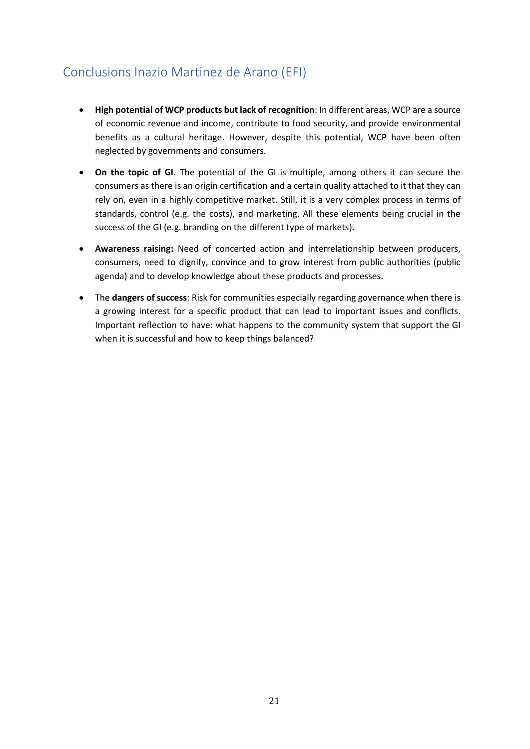## Conclusions Inazio Martinez de Arano (EFI)

- **High potential of WCP products but lack of recognition**: In different areas, WCP are a source of economic revenue and income, contribute to food security, and provide environmental benefits as a cultural heritage. However, despite this potential, WCP have been often neglected by governments and consumers.
- **On the topic of GI**. The potential of the GI is multiple, among others it can secure the consumers as there is an origin certification and a certain quality attached to it that they can rely on, even in a highly competitive market. Still, it is a very complex process in terms of standards, control (e.g. the costs), and marketing. All these elements being crucial in the success of the GI (e.g. branding on the different type of markets).
- **Awareness raising:** Need of concerted action and interrelationship between producers, consumers, need to dignify, convince and to grow interest from public authorities (public agenda) and to develop knowledge about these products and processes.
- The **dangers of success**: Risk for communities especially regarding governance when there is a growing interest for a specific product that can lead to important issues and conflicts. Important reflection to have: what happens to the community system that support the GI when it is successful and how to keep things balanced?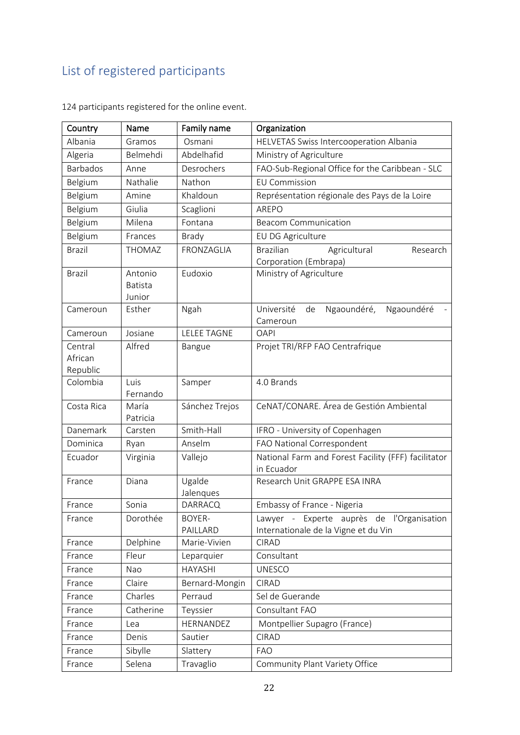## List of registered participants

124 participants registered for the online event.

| Country | Name | Family name | Organization |
|---|---|---|---|
| Albania | Gramos | Osmani | HELVETAS Swiss Intercooperation Albania |
| Algeria | Belmehdi | Abdelhafid | Ministry of Agriculture |
| Barbados | Anne | Desrochers | FAO-Sub-Regional Office for the Caribbean - SLC |
| Belgium | Nathalie | Nathon | EU Commission |
| Belgium | Amine | Khaldoun | Représentation régionale des Pays de la Loire |
| Belgium | Giulia | Scaglioni | AREPO |
| Belgium | Milena | Fontana | Beacom Communication |
| Belgium | Frances | Brady | EU DG Agriculture |
| Brazil | THOMAZ | FRONZAGLIA | Brazilian Agricultural Research Corporation (Embrapa) |
| Brazil | Antonio Batista Junior | Eudoxio | Ministry of Agriculture |
| Cameroun | Esther | Ngah | Université de Ngaoundéré, Ngaoundéré - Cameroun |
| Cameroun | Josiane | LELEE TAGNE | OAPI |
| Central African Republic | Alfred | Bangue | Projet TRI/RFP FAO Centrafrique |
| Colombia | Luis Fernando | Samper | 4.0 Brands |
| Costa Rica | María Patricia | Sánchez Trejos | CeNAT/CONARE. Área de Gestión Ambiental |
| Danemark | Carsten | Smith-Hall | IFRO - University of Copenhagen |
| Dominica | Ryan | Anselm | FAO National Correspondent |
| Ecuador | Virginia | Vallejo | National Farm and Forest Facility (FFF) facilitator in Ecuador |
| France | Diana | Ugalde Jalenques | Research Unit GRAPPE ESA INRA |
| France | Sonia | DARRACQ | Embassy of France - Nigeria |
| France | Dorothée | BOYER-PAILLARD | Lawyer - Experte auprès de l'Organisation Internationale de la Vigne et du Vin |
| France | Delphine | Marie-Vivien | CIRAD |
| France | Fleur | Leparquier | Consultant |
| France | Nao | HAYASHI | UNESCO |
| France | Claire | Bernard-Mongin | CIRAD |
| France | Charles | Perraud | Sel de Guerande |
| France | Catherine | Teyssier | Consultant FAO |
| France | Lea | HERNANDEZ | Montpellier Supagro (France) |
| France | Denis | Sautier | CIRAD |
| France | Sibylle | Slattery | FAO |
| France | Selena | Travaglio | Community Plant Variety Office |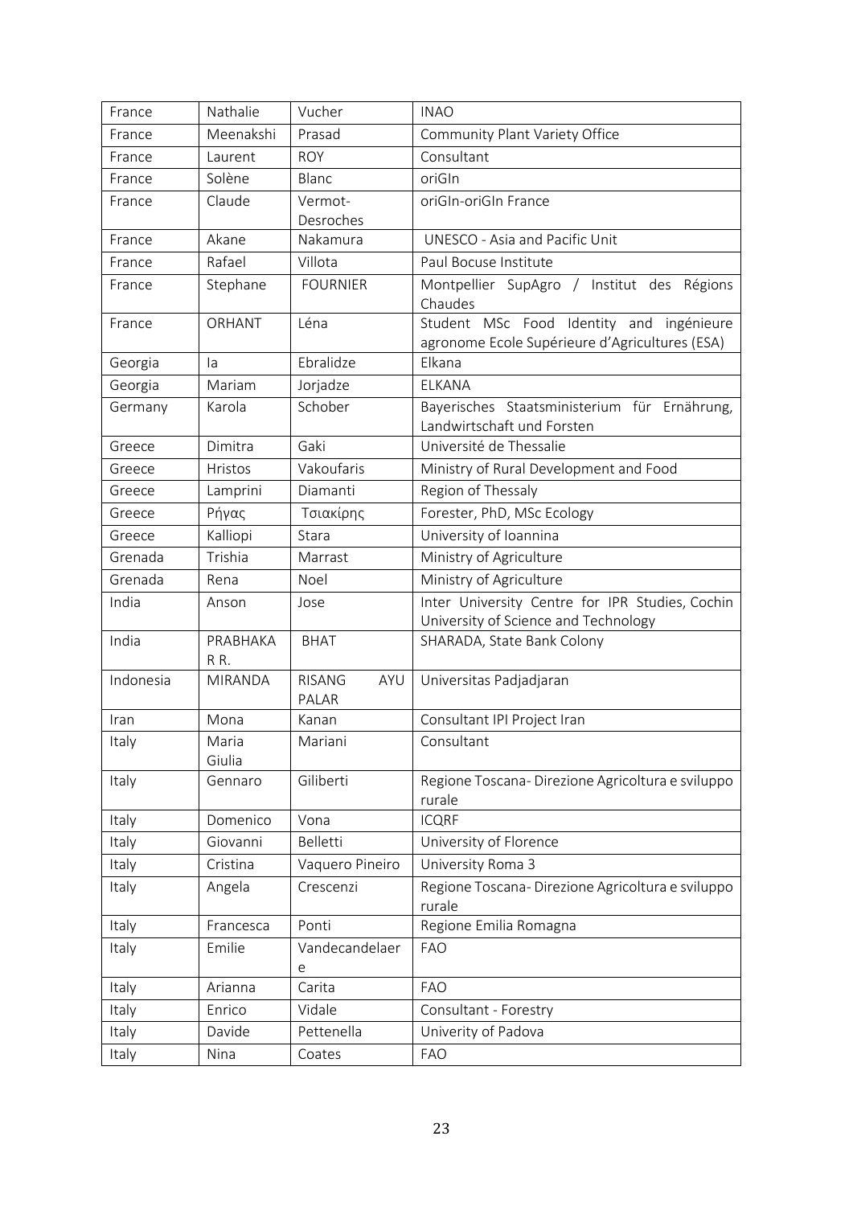| France | Nathalie | Vucher | INAO |
|---|---|---|---|
| France | Meenakshi | Prasad | Community Plant Variety Office |
| France | Laurent | ROY | Consultant |
| France | Solène | Blanc | oriGIn |
| France | Claude | Vermot-Desroches | oriGIn-oriGIn France |
| France | Akane | Nakamura | UNESCO - Asia and Pacific Unit |
| France | Rafael | Villota | Paul Bocuse Institute |
| France | Stephane | FOURNIER | Montpellier SupAgro / Institut des Régions Chaudes |
| France | ORHANT | Léna | Student MSc Food Identity and ingénieure agronome Ecole Supérieure d'Agricultures (ESA) |
| Georgia | Ia | Ebralidze | Elkana |
| Georgia | Mariam | Jorjadze | ELKANA |
| Germany | Karola | Schober | Bayerisches Staatsministerium für Ernährung, Landwirtschaft und Forsten |
| Greece | Dimitra | Gaki | Université de Thessalie |
| Greece | Hristos | Vakoufaris | Ministry of Rural Development and Food |
| Greece | Lamprini | Diamanti | Region of Thessaly |
| Greece | Ρήγας | Τσιακίρης | Forester, PhD, MSc Ecology |
| Greece | Kalliopi | Stara | University of Ioannina |
| Grenada | Trishia | Marrast | Ministry of Agriculture |
| Grenada | Rena | Noel | Ministry of Agriculture |
| India | Anson | Jose | Inter University Centre for IPR Studies, Cochin University of Science and Technology |
| India | PRABHAKA R R. | BHAT | SHARADA, State Bank Colony |
| Indonesia | MIRANDA | RISANG AYU PALAR | Universitas Padjadjaran |
| Iran | Mona | Kanan | Consultant IPI Project Iran |
| Italy | Maria Giulia | Mariani | Consultant |
| Italy | Gennaro | Giliberti | Regione Toscana- Direzione Agricoltura e sviluppo rurale |
| Italy | Domenico | Vona | ICQRF |
| Italy | Giovanni | Belletti | University of Florence |
| Italy | Cristina | Vaquero Pineiro | University Roma 3 |
| Italy | Angela | Crescenzi | Regione Toscana- Direzione Agricoltura e sviluppo rurale |
| Italy | Francesca | Ponti | Regione Emilia Romagna |
| Italy | Emilie | Vandecandelaere | FAO |
| Italy | Arianna | Carita | FAO |
| Italy | Enrico | Vidale | Consultant - Forestry |
| Italy | Davide | Pettenella | Univerity of Padova |
| Italy | Nina | Coates | FAO |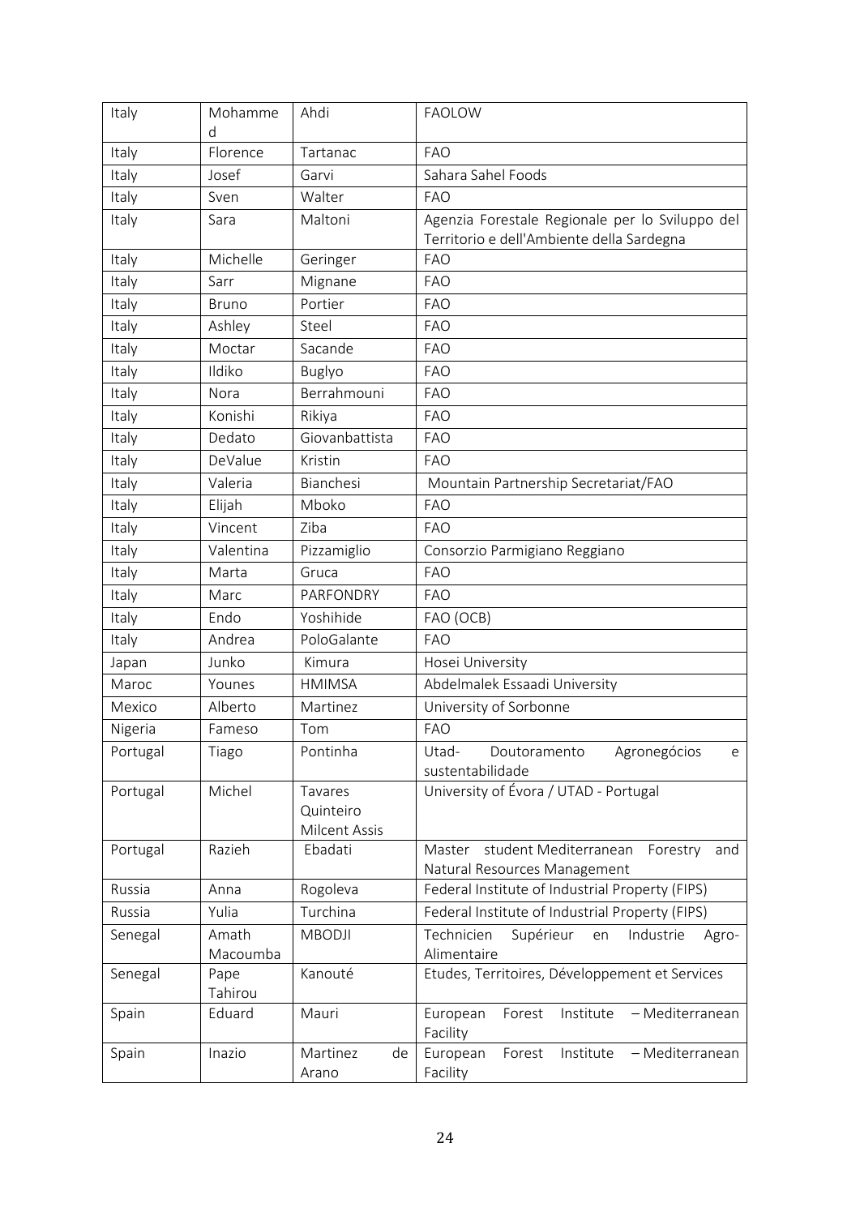| Italy | Mohammed | Ahdi | FAOLOW |
|---|---|---|---|
| Italy | Florence | Tartanac | FAO |
| Italy | Josef | Garvi | Sahara Sahel Foods |
| Italy | Sven | Walter | FAO |
| Italy | Sara | Maltoni | Agenzia Forestale Regionale per lo Sviluppo del Territorio e dell'Ambiente della Sardegna |
| Italy | Michelle | Geringer | FAO |
| Italy | Sarr | Mignane | FAO |
| Italy | Bruno | Portier | FAO |
| Italy | Ashley | Steel | FAO |
| Italy | Moctar | Sacande | FAO |
| Italy | Ildiko | Buglyo | FAO |
| Italy | Nora | Berrahmouni | FAO |
| Italy | Konishi | Rikiya | FAO |
| Italy | Dedato | Giovanbattista | FAO |
| Italy | DeValue | Kristin | FAO |
| Italy | Valeria | Bianchesi | Mountain Partnership Secretariat/FAO |
| Italy | Elijah | Mboko | FAO |
| Italy | Vincent | Ziba | FAO |
| Italy | Valentina | Pizzamiglio | Consorzio Parmigiano Reggiano |
| Italy | Marta | Gruca | FAO |
| Italy | Marc | PARFONDRY | FAO |
| Italy | Endo | Yoshihide | FAO (OCB) |
| Italy | Andrea | PoloGalante | FAO |
| Japan | Junko | Kimura | Hosei University |
| Maroc | Younes | HMIMSA | Abdelmalek Essaadi University |
| Mexico | Alberto | Martinez | University of Sorbonne |
| Nigeria | Fameso | Tom | FAO |
| Portugal | Tiago | Pontinha | Utad- Doutoramento Agronegócios e sustentabilidade |
| Portugal | Michel | Tavares Quinteiro Milcent Assis | University of Évora / UTAD - Portugal |
| Portugal | Razieh | Ebadati | Master student Mediterranean Forestry and Natural Resources Management |
| Russia | Anna | Rogoleva | Federal Institute of Industrial Property (FIPS) |
| Russia | Yulia | Turchina | Federal Institute of Industrial Property (FIPS) |
| Senegal | Amath Macoumba | MBODJI | Technicien Supérieur en Industrie Agro-Alimentaire |
| Senegal | Pape Tahirou | Kanouté | Etudes, Territoires, Développement et Services |
| Spain | Eduard | Mauri | European Forest Institute – Mediterranean Facility |
| Spain | Inazio | Martinez de Arano | European Forest Institute – Mediterranean Facility |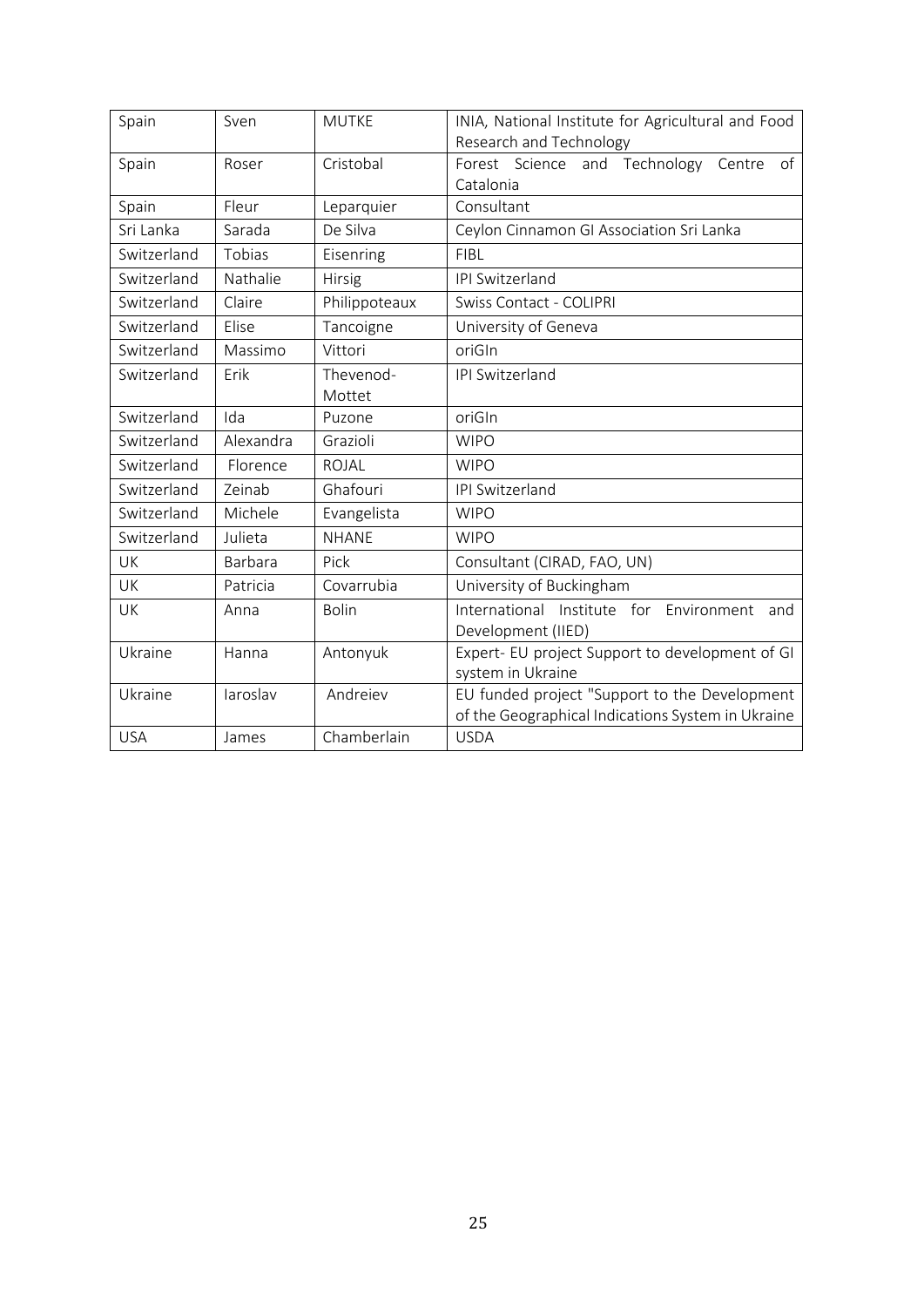| | | | |
|---|---|---|---|
| Spain | Sven | MUTKE | INIA, National Institute for Agricultural and Food Research and Technology |
| Spain | Roser | Cristobal | Forest Science and Technology Centre of Catalonia |
| Spain | Fleur | Leparquier | Consultant |
| Sri Lanka | Sarada | De Silva | Ceylon Cinnamon GI Association Sri Lanka |
| Switzerland | Tobias | Eisenring | FIBL |
| Switzerland | Nathalie | Hirsig | IPI Switzerland |
| Switzerland | Claire | Philippoteaux | Swiss Contact - COLIPRI |
| Switzerland | Elise | Tancoigne | University of Geneva |
| Switzerland | Massimo | Vittori | oriGIn |
| Switzerland | Erik | Thevenod-Mottet | IPI Switzerland |
| Switzerland | Ida | Puzone | oriGIn |
| Switzerland | Alexandra | Grazioli | WIPO |
| Switzerland | Florence | ROJAL | WIPO |
| Switzerland | Zeinab | Ghafouri | IPI Switzerland |
| Switzerland | Michele | Evangelista | WIPO |
| Switzerland | Julieta | NHANE | WIPO |
| UK | Barbara | Pick | Consultant (CIRAD, FAO, UN) |
| UK | Patricia | Covarrubia | University of Buckingham |
| UK | Anna | Bolin | International Institute for Environment and Development (IIED) |
| Ukraine | Hanna | Antonyuk | Expert- EU project Support to development of GI system in Ukraine |
| Ukraine | Iaroslav | Andreiev | EU funded project "Support to the Development of the Geographical Indications System in Ukraine |
| USA | James | Chamberlain | USDA |